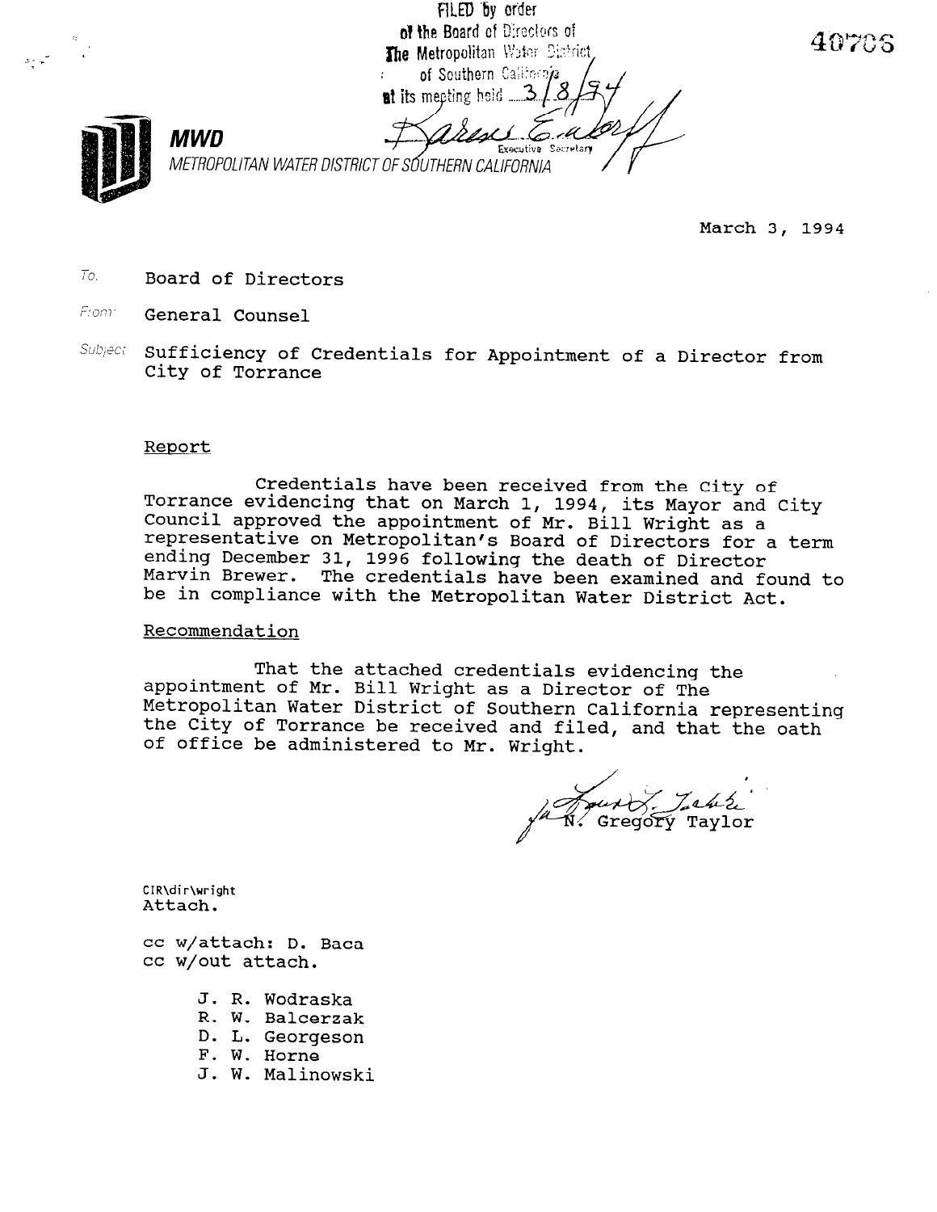FILED by order of the Board of Directors of The Metropolitan Water District of Southern California at its meeting held 3/8/94

Executive Secretary

40706

**MWD**

METROPOLITAN WATER DISTRICT OF SOUTHERN CALIFORNIA

March 3, 1994

To: Board of Directors

From: General Counsel

Subject: Sufficiency of Credentials for Appointment of a Director from City of Torrance

Report

Credentials have been received from the City of Torrance evidencing that on March 1, 1994, its Mayor and City Council approved the appointment of Mr. Bill Wright as a representative on Metropolitan's Board of Directors for a term ending December 31, 1996 following the death of Director Marvin Brewer. The credentials have been examined and found to be in compliance with the Metropolitan Water District Act.

Recommendation

That the attached credentials evidencing the appointment of Mr. Bill Wright as a Director of The Metropolitan Water District of Southern California representing the City of Torrance be received and filed, and that the oath of office be administered to Mr. Wright.

fa N. Gregory Taylor

CIR\dir\wright
Attach.

cc w/attach: D. Baca
cc w/out attach.

J. R. Wodraska
R. W. Balcerzak
D. L. Georgeson
F. W. Horne
J. W. Malinowski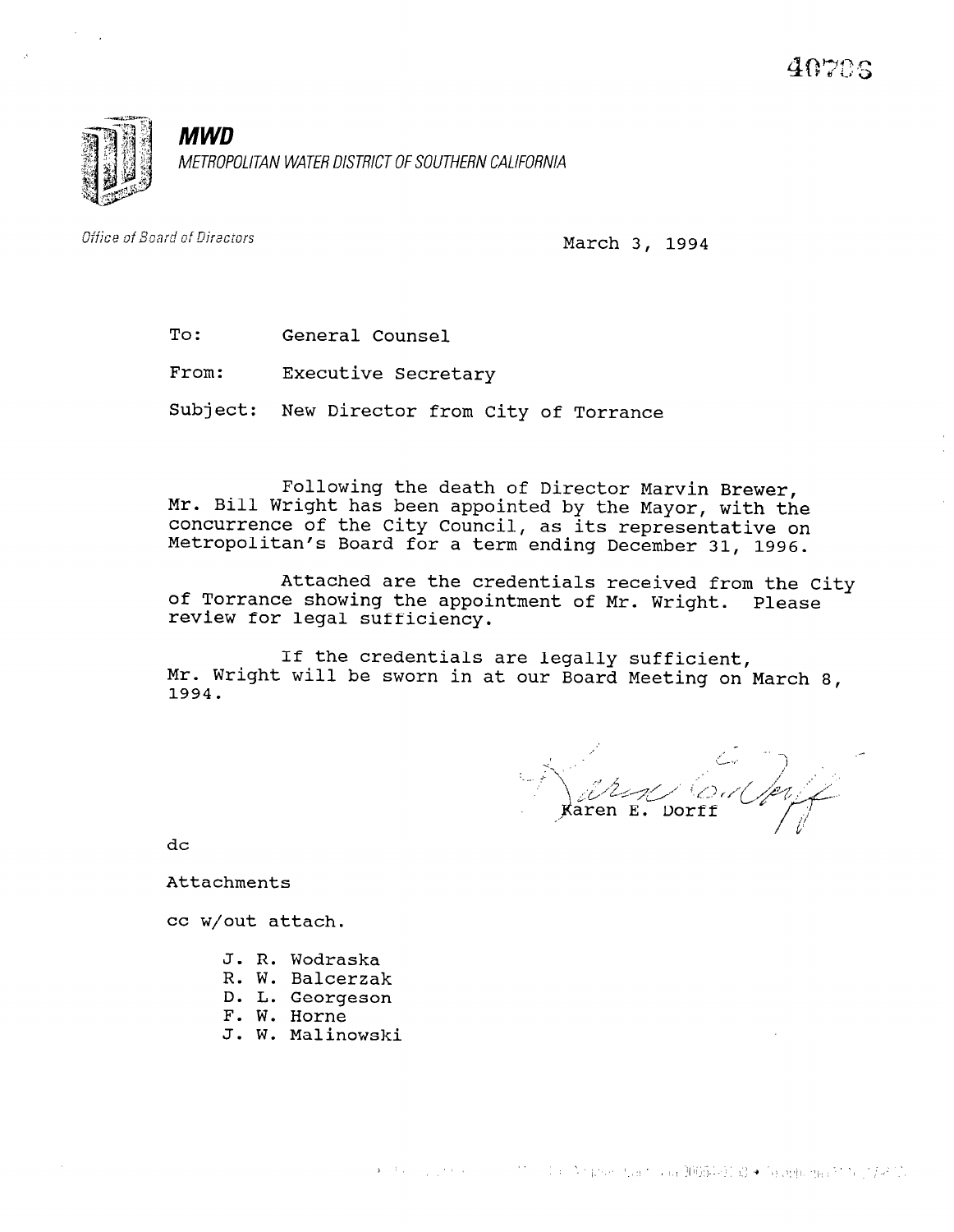40708

**MWD**

*METROPOLITAN WATER DISTRICT OF SOUTHERN CALIFORNIA*

*Office of Board of Directors*

March 3, 1994

To: General Counsel

From: Executive Secretary

Subject: New Director from City of Torrance

Following the death of Director Marvin Brewer, Mr. Bill Wright has been appointed by the Mayor, with the concurrence of the City Council, as its representative on Metropolitan's Board for a term ending December 31, 1996.

Attached are the credentials received from the City of Torrance showing the appointment of Mr. Wright. Please review for legal sufficiency.

If the credentials are legally sufficient, Mr. Wright will be sworn in at our Board Meeting on March 8, 1994.

Karen E. Dorff

dc

Attachments

cc w/out attach.

J. R. Wodraska
R. W. Balcerzak
D. L. Georgeson
F. W. Horne
J. W. Malinowski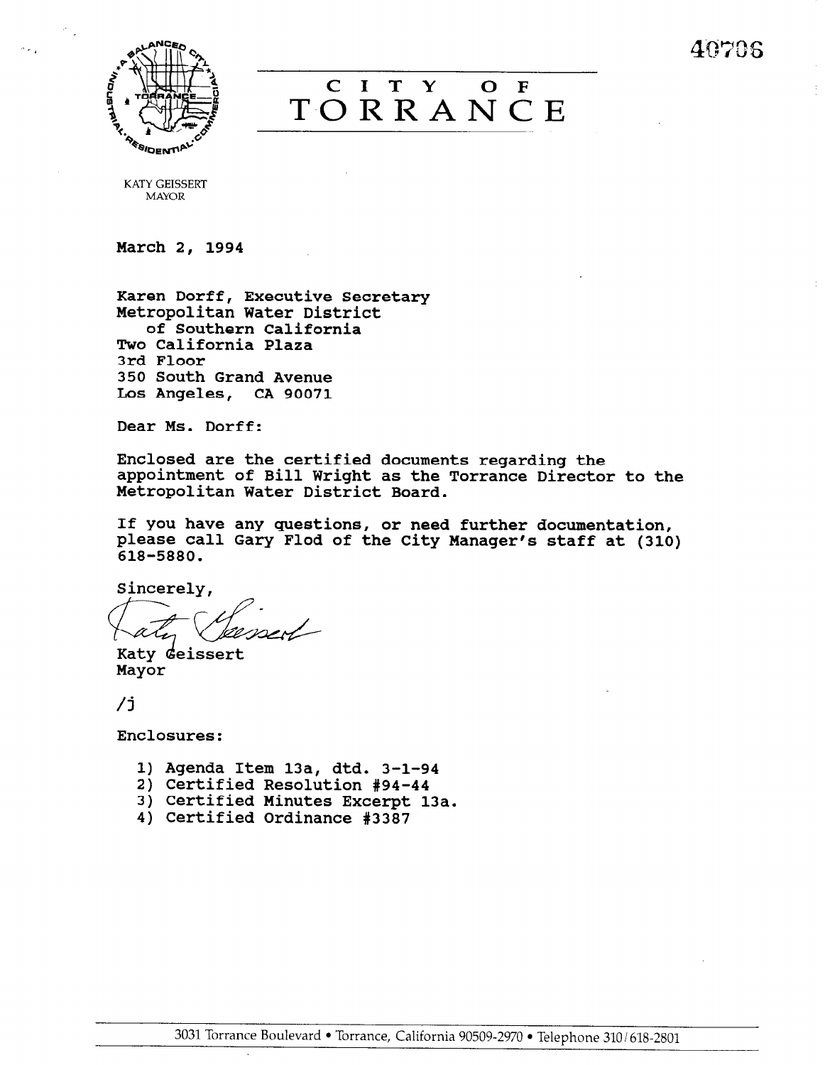40706

# CITY OF TORRANCE

KATY GEISSERT
MAYOR

March 2, 1994

Karen Dorff, Executive Secretary
Metropolitan Water District
of Southern California
Two California Plaza
3rd Floor
350 South Grand Avenue
Los Angeles, CA 90071

Dear Ms. Dorff:

Enclosed are the certified documents regarding the appointment of Bill Wright as the Torrance Director to the Metropolitan Water District Board.

If you have any questions, or need further documentation, please call Gary Flod of the City Manager's staff at (310) 618-5880.

Sincerely,

Katy Geissert
Mayor

/j

Enclosures:

1) Agenda Item 13a, dtd. 3-1-94
2) Certified Resolution #94-44
3) Certified Minutes Excerpt 13a.
4) Certified Ordinance #3387

3031 Torrance Boulevard • Torrance, California 90509-2970 • Telephone 310/618-2801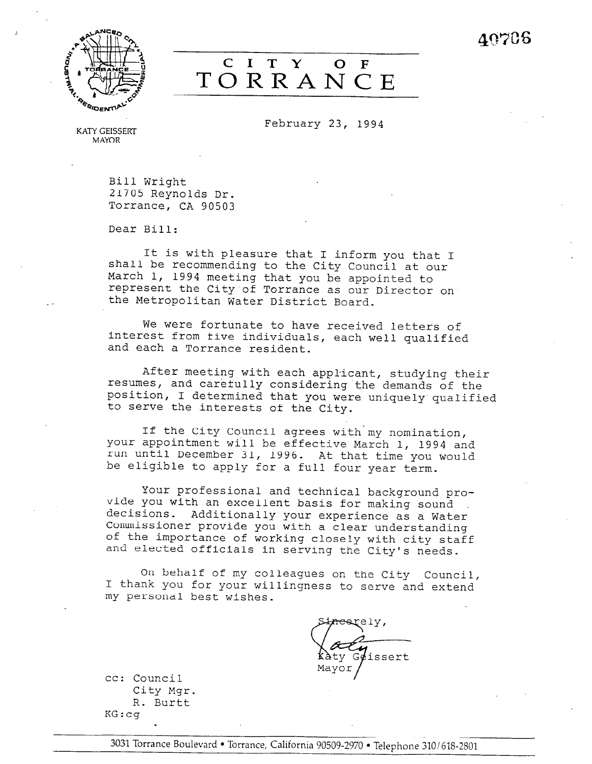40706

# CITY OF TORRANCE

KATY GEISSERT
MAYOR

February 23, 1994

Bill Wright
21705 Reynolds Dr.
Torrance, CA 90503

Dear Bill:

It is with pleasure that I inform you that I shall be recommending to the City Council at our March 1, 1994 meeting that you be appointed to represent the City of Torrance as our Director on the Metropolitan Water District Board.

We were fortunate to have received letters of interest from five individuals, each well qualified and each a Torrance resident.

After meeting with each applicant, studying their resumes, and carefully considering the demands of the position, I determined that you were uniquely qualified to serve the interests of the City.

If the City Council agrees with my nomination, your appointment will be effective March 1, 1994 and run until December 31, 1996. At that time you would be eligible to apply for a full four year term.

Your professional and technical background provide you with an excellent basis for making sound decisions. Additionally your experience as a Water Commissioner provide you with a clear understanding of the importance of working closely with city staff and elected officials in serving the City's needs.

On behalf of my colleagues on the City Council, I thank you for your willingness to serve and extend my personal best wishes.

Sincerely,

Katy Geissert
Mayor

cc: Council
City Mgr.
R. Burtt

KG:cg

3031 Torrance Boulevard • Torrance, California 90509-2970 • Telephone 310/618-2801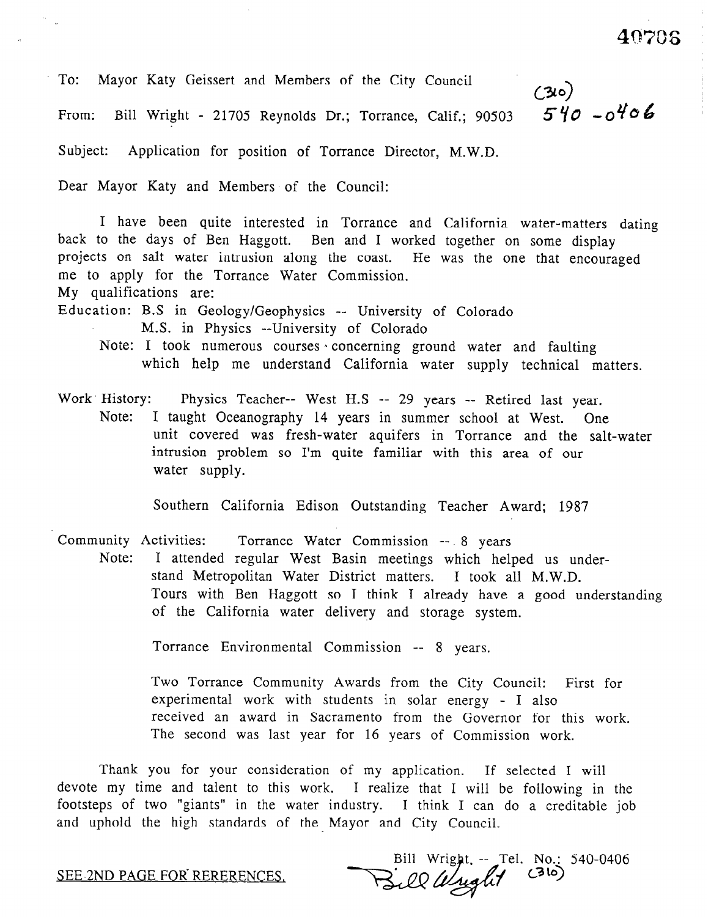40706

To: Mayor Katy Geissert and Members of the City Council

From: Bill Wright - 21705 Reynolds Dr.; Torrance, Calif.; 90503 (310) 540-0406

Subject: Application for position of Torrance Director, M.W.D.

Dear Mayor Katy and Members of the Council:

I have been quite interested in Torrance and California water-matters dating back to the days of Ben Haggott. Ben and I worked together on some display projects on salt water intrusion along the coast. He was the one that encouraged me to apply for the Torrance Water Commission.

My qualifications are:

Education: B.S in Geology/Geophysics -- University of Colorado
M.S. in Physics --University of Colorado

Note: I took numerous courses concerning ground water and faulting which help me understand California water supply technical matters.

Work History: Physics Teacher-- West H.S -- 29 years -- Retired last year.

Note: I taught Oceanography 14 years in summer school at West. One unit covered was fresh-water aquifers in Torrance and the salt-water intrusion problem so I'm quite familiar with this area of our water supply.

Southern California Edison Outstanding Teacher Award; 1987

Community Activities: Torrance Water Commission -- 8 years

Note: I attended regular West Basin meetings which helped us understand Metropolitan Water District matters. I took all M.W.D. Tours with Ben Haggott so I think I already have a good understanding of the California water delivery and storage system.

Torrance Environmental Commission -- 8 years.

Two Torrance Community Awards from the City Council: First for experimental work with students in solar energy - I also received an award in Sacramento from the Governor for this work. The second was last year for 16 years of Commission work.

Thank you for your consideration of my application. If selected I will devote my time and talent to this work. I realize that I will be following in the footsteps of two "giants" in the water industry. I think I can do a creditable job and uphold the high standards of the Mayor and City Council.

SEE 2ND PAGE FOR RERERENCES.

Bill Wright. -- Tel. No.: (310) 540-0406

Bill Wright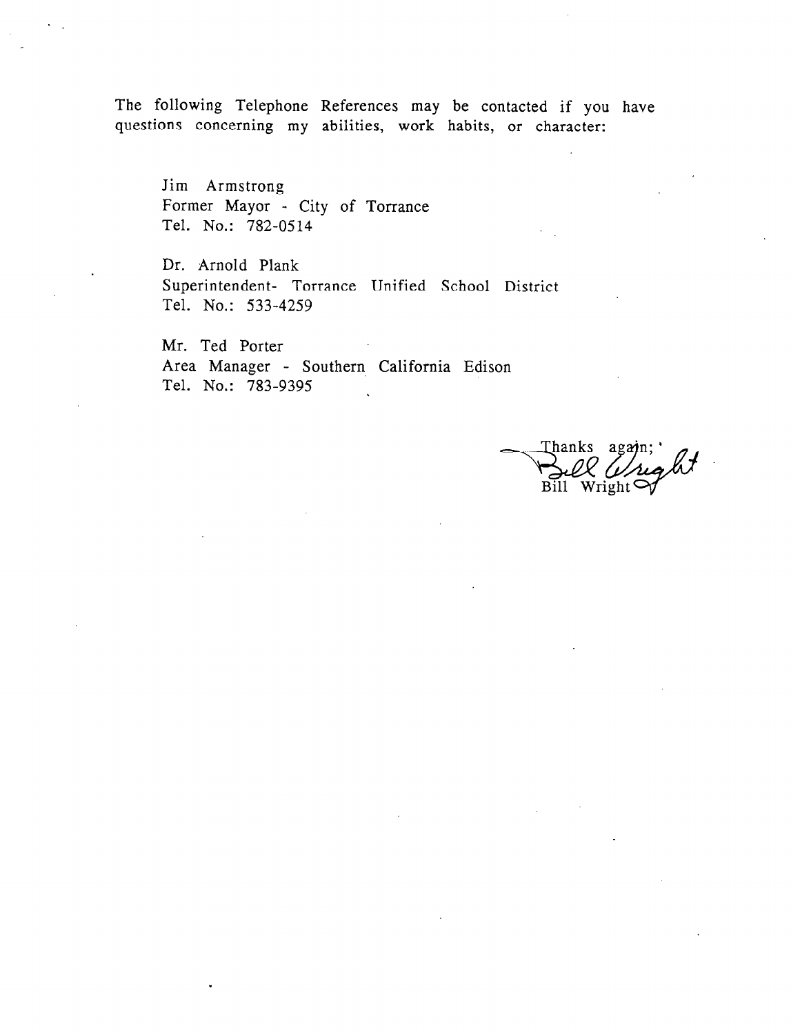The following Telephone References may be contacted if you have questions concerning my abilities, work habits, or character:

Jim Armstrong
Former Mayor - City of Torrance
Tel. No.: 782-0514

Dr. Arnold Plank
Superintendent- Torrance Unified School District
Tel. No.: 533-4259

Mr. Ted Porter
Area Manager - Southern California Edison
Tel. No.: 783-9395

Thanks again;
Bill Wright
Bill Wright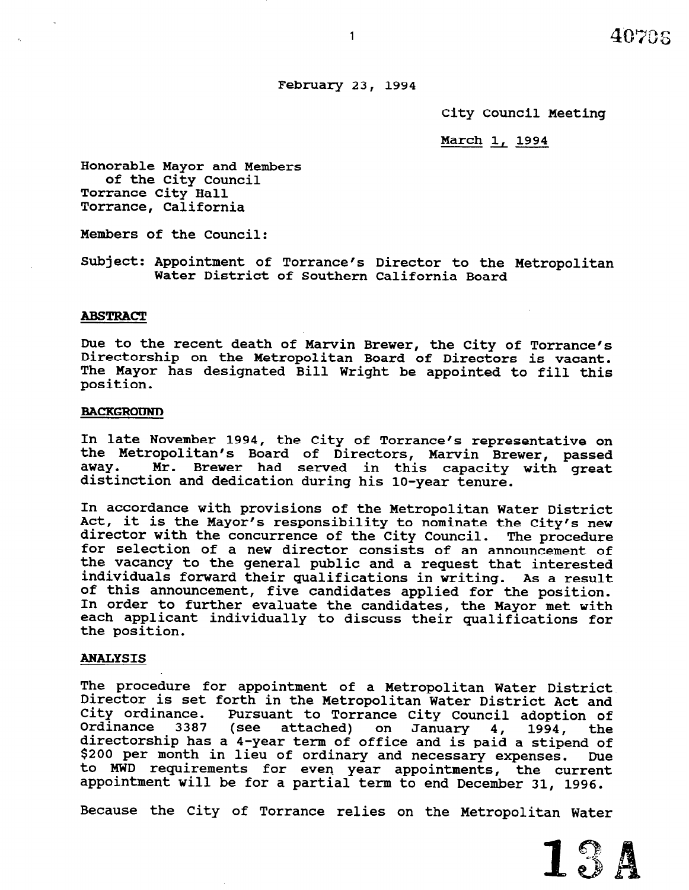February 23, 1994

City Council Meeting

March 1, 1994

Honorable Mayor and Members
of the City Council
Torrance City Hall
Torrance, California

Members of the Council:

Subject: Appointment of Torrance's Director to the Metropolitan Water District of Southern California Board

**ABSTRACT**

Due to the recent death of Marvin Brewer, the City of Torrance's Directorship on the Metropolitan Board of Directors is vacant. The Mayor has designated Bill Wright be appointed to fill this position.

**BACKGROUND**

In late November 1994, the City of Torrance's representative on the Metropolitan's Board of Directors, Marvin Brewer, passed away. Mr. Brewer had served in this capacity with great distinction and dedication during his 10-year tenure.

In accordance with provisions of the Metropolitan Water District Act, it is the Mayor's responsibility to nominate the City's new director with the concurrence of the City Council. The procedure for selection of a new director consists of an announcement of the vacancy to the general public and a request that interested individuals forward their qualifications in writing. As a result of this announcement, five candidates applied for the position. In order to further evaluate the candidates, the Mayor met with each applicant individually to discuss their qualifications for the position.

**ANALYSIS**

The procedure for appointment of a Metropolitan Water District Director is set forth in the Metropolitan Water District Act and City ordinance. Pursuant to Torrance City Council adoption of Ordinance 3387 (see attached) on January 4, 1994, the directorship has a 4-year term of office and is paid a stipend of $200 per month in lieu of ordinary and necessary expenses. Due to MWD requirements for even year appointments, the current appointment will be for a partial term to end December 31, 1996.

Because the City of Torrance relies on the Metropolitan Water

13A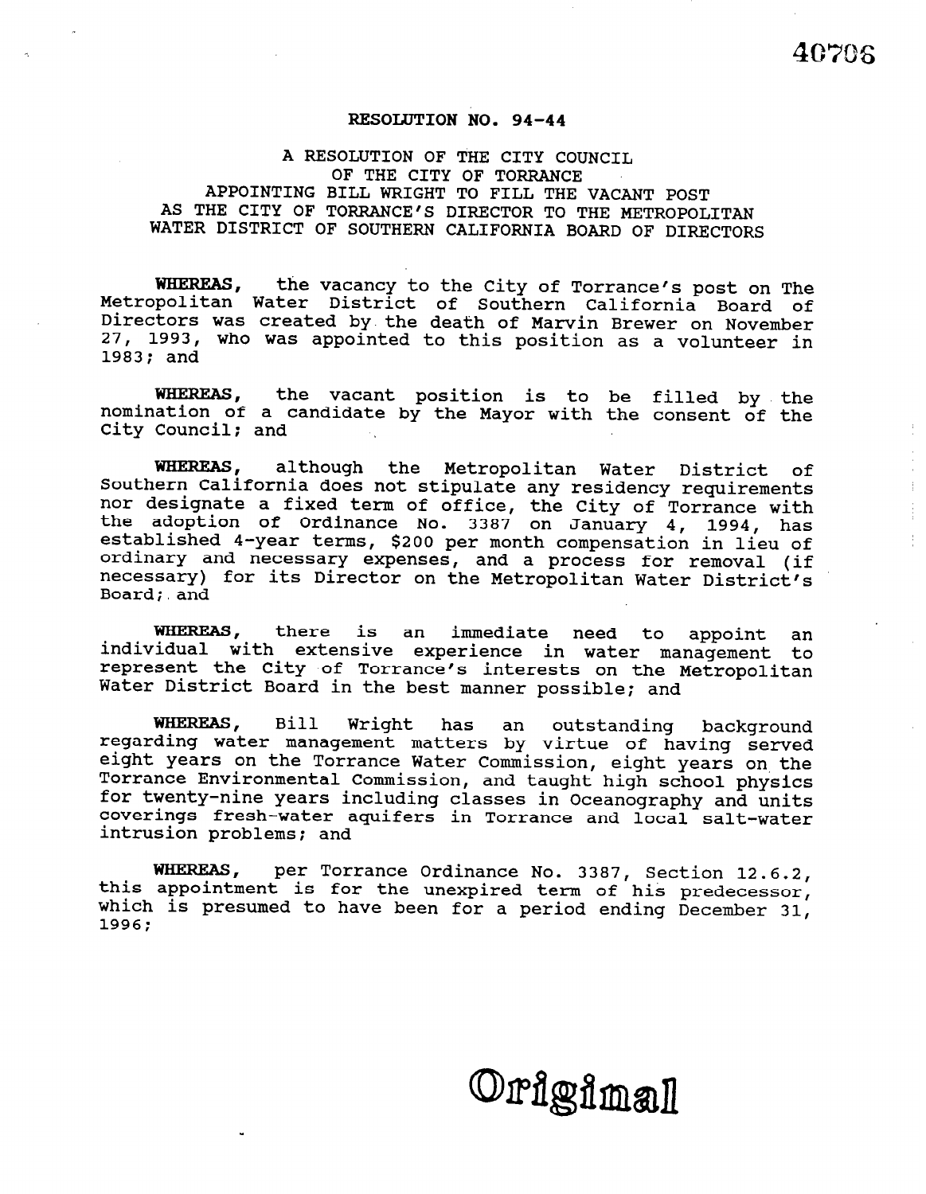# RESOLUTION NO. 94-44

## A RESOLUTION OF THE CITY COUNCIL OF THE CITY OF TORRANCE APPOINTING BILL WRIGHT TO FILL THE VACANT POST AS THE CITY OF TORRANCE'S DIRECTOR TO THE METROPOLITAN WATER DISTRICT OF SOUTHERN CALIFORNIA BOARD OF DIRECTORS

**WHEREAS,** the vacancy to the City of Torrance's post on The Metropolitan Water District of Southern California Board of Directors was created by the death of Marvin Brewer on November 27, 1993, who was appointed to this position as a volunteer in 1983; and

**WHEREAS,** the vacant position is to be filled by the nomination of a candidate by the Mayor with the consent of the City Council; and

**WHEREAS,** although the Metropolitan Water District of Southern California does not stipulate any residency requirements nor designate a fixed term of office, the City of Torrance with the adoption of Ordinance No. 3387 on January 4, 1994, has established 4-year terms, $200 per month compensation in lieu of ordinary and necessary expenses, and a process for removal (if necessary) for its Director on the Metropolitan Water District's Board; and

**WHEREAS,** there is an immediate need to appoint an individual with extensive experience in water management to represent the City of Torrance's interests on the Metropolitan Water District Board in the best manner possible; and

**WHEREAS,** Bill Wright has an outstanding background regarding water management matters by virtue of having served eight years on the Torrance Water Commission, eight years on the Torrance Environmental Commission, and taught high school physics for twenty-nine years including classes in Oceanography and units coverings fresh-water aquifers in Torrance and local salt-water intrusion problems; and

**WHEREAS,** per Torrance Ordinance No. 3387, Section 12.6.2, this appointment is for the unexpired term of his predecessor, which is presumed to have been for a period ending December 31, 1996;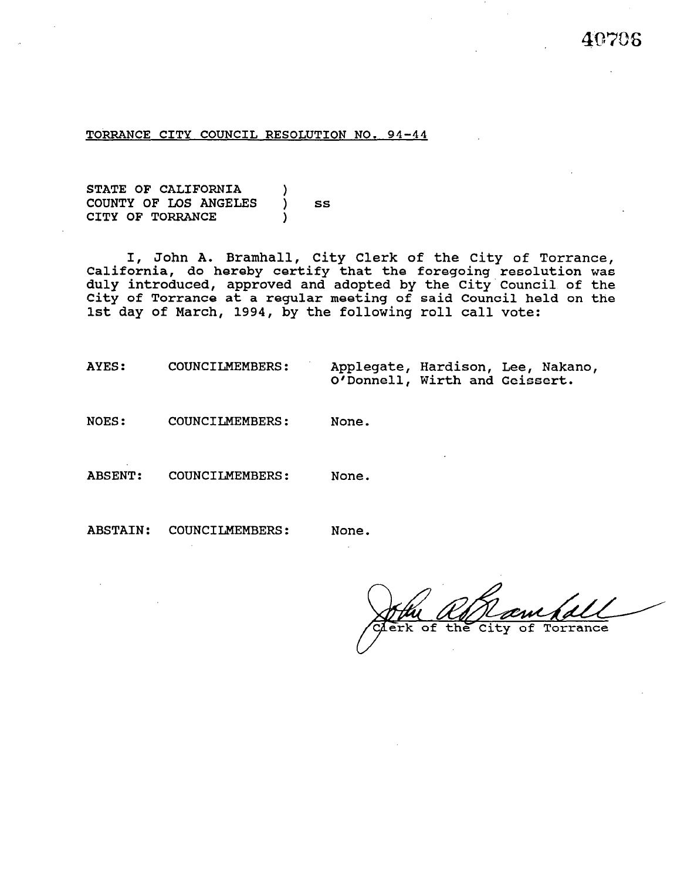40706

TORRANCE CITY COUNCIL RESOLUTION NO. 94-44

STATE OF CALIFORNIA )
COUNTY OF LOS ANGELES ) ss
CITY OF TORRANCE )

I, John A. Bramhall, City Clerk of the City of Torrance, California, do hereby certify that the foregoing resolution was duly introduced, approved and adopted by the City Council of the City of Torrance at a regular meeting of said Council held on the 1st day of March, 1994, by the following roll call vote:

AYES: COUNCILMEMBERS: Applegate, Hardison, Lee, Nakano, O'Donnell, Wirth and Geissert.

NOES: COUNCILMEMBERS: None.

ABSENT: COUNCILMEMBERS: None.

ABSTAIN: COUNCILMEMBERS: None.

John A. Bramhall
Clerk of the City of Torrance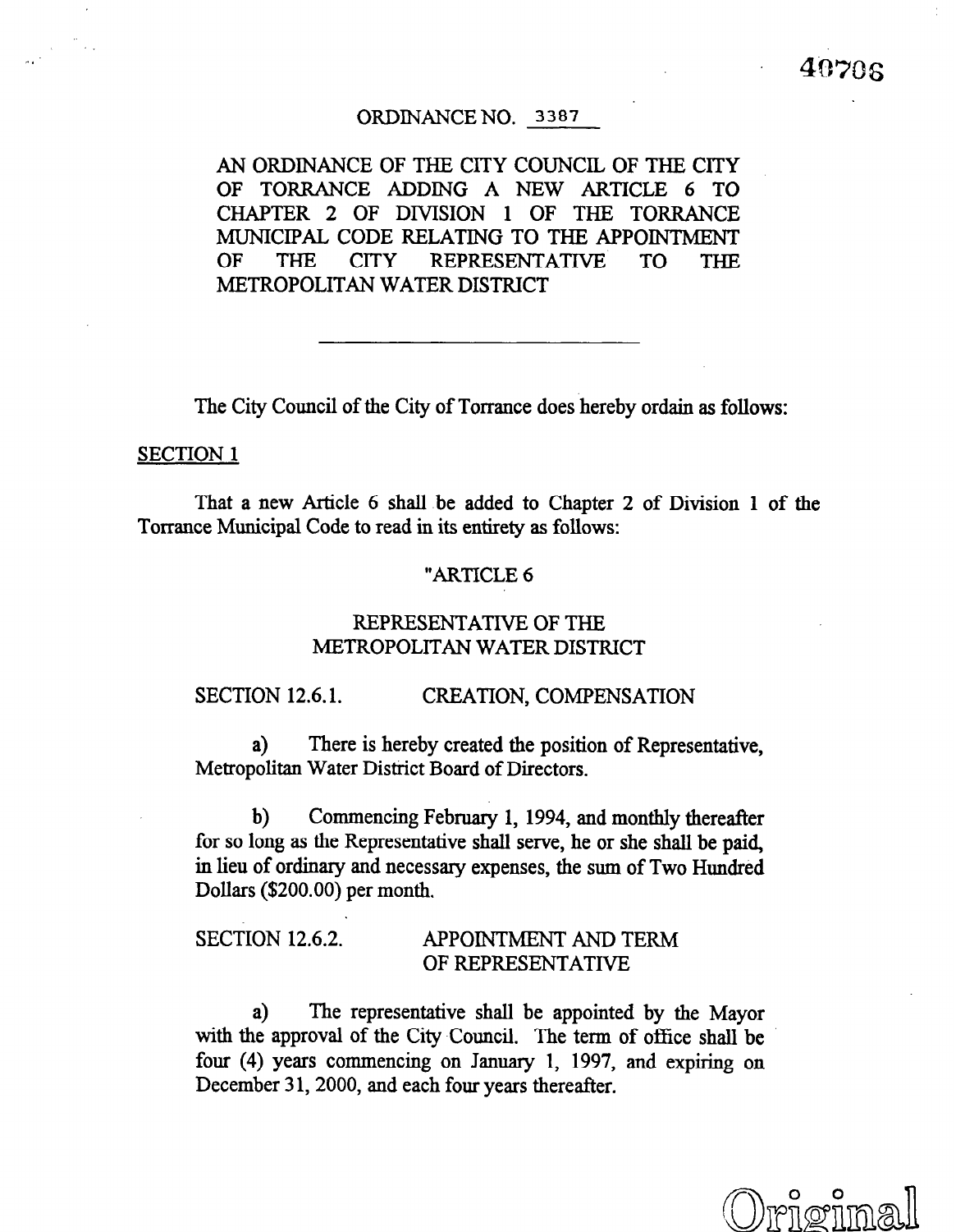40706

ORDINANCE NO. 3387

AN ORDINANCE OF THE CITY COUNCIL OF THE CITY OF TORRANCE ADDING A NEW ARTICLE 6 TO CHAPTER 2 OF DIVISION 1 OF THE TORRANCE MUNICIPAL CODE RELATING TO THE APPOINTMENT OF THE CITY REPRESENTATIVE TO THE METROPOLITAN WATER DISTRICT

---

The City Council of the City of Torrance does hereby ordain as follows:

SECTION 1

That a new Article 6 shall be added to Chapter 2 of Division 1 of the Torrance Municipal Code to read in its entirety as follows:

"ARTICLE 6

REPRESENTATIVE OF THE METROPOLITAN WATER DISTRICT

SECTION 12.6.1. CREATION, COMPENSATION

a) There is hereby created the position of Representative, Metropolitan Water District Board of Directors.

b) Commencing February 1, 1994, and monthly thereafter for so long as the Representative shall serve, he or she shall be paid, in lieu of ordinary and necessary expenses, the sum of Two Hundred Dollars ($200.00) per month.

SECTION 12.6.2. APPOINTMENT AND TERM OF REPRESENTATIVE

a) The representative shall be appointed by the Mayor with the approval of the City Council. The term of office shall be four (4) years commencing on January 1, 1997, and expiring on December 31, 2000, and each four years thereafter.

Original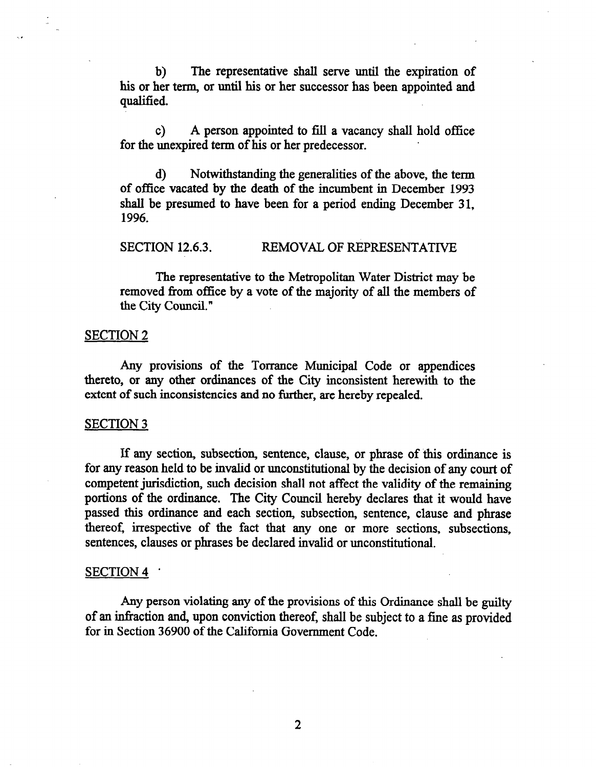b) The representative shall serve until the expiration of his or her term, or until his or her successor has been appointed and qualified.

c) A person appointed to fill a vacancy shall hold office for the unexpired term of his or her predecessor.

d) Notwithstanding the generalities of the above, the term of office vacated by the death of the incumbent in December 1993 shall be presumed to have been for a period ending December 31, 1996.

SECTION 12.6.3. REMOVAL OF REPRESENTATIVE

The representative to the Metropolitan Water District may be removed from office by a vote of the majority of all the members of the City Council."

SECTION 2

Any provisions of the Torrance Municipal Code or appendices thereto, or any other ordinances of the City inconsistent herewith to the extent of such inconsistencies and no further, are hereby repealed.

SECTION 3

If any section, subsection, sentence, clause, or phrase of this ordinance is for any reason held to be invalid or unconstitutional by the decision of any court of competent jurisdiction, such decision shall not affect the validity of the remaining portions of the ordinance. The City Council hereby declares that it would have passed this ordinance and each section, subsection, sentence, clause and phrase thereof, irrespective of the fact that any one or more sections, subsections, sentences, clauses or phrases be declared invalid or unconstitutional.

SECTION 4

Any person violating any of the provisions of this Ordinance shall be guilty of an infraction and, upon conviction thereof, shall be subject to a fine as provided for in Section 36900 of the California Government Code.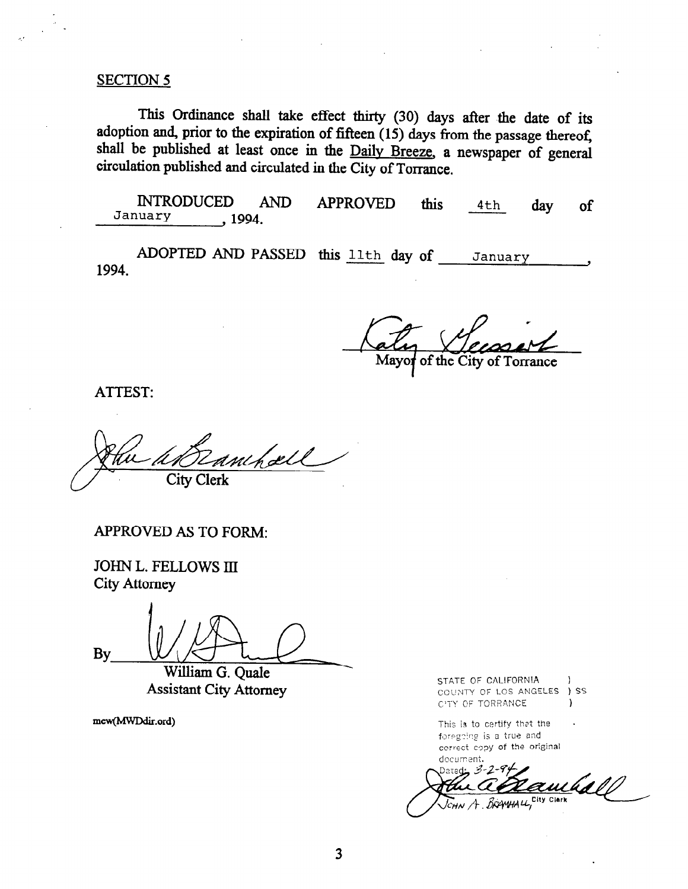<u>SECTION 5</u>

This Ordinance shall take effect thirty (30) days after the date of its adoption and, prior to the expiration of fifteen (15) days from the passage thereof, shall be published at least once in the <u>Daily Breeze</u>, a newspaper of general circulation published and circulated in the City of Torrance.

INTRODUCED AND APPROVED this <u>4th</u> day of <u>January</u>, 1994.

ADOPTED AND PASSED this <u>11th</u> day of <u>January</u>, 1994.

Mayor of the City of Torrance

ATTEST:

City Clerk

APPROVED AS TO FORM:

JOHN L. FELLOWS III
City Attorney

By
William G. Quale
Assistant City Attorney

mew(MWDdir.ord)

STATE OF CALIFORNIA )
COUNTY OF LOS ANGELES ) SS
CITY OF TORRANCE )

This is to certify that the foregoing is a true and correct copy of the original document.

Dated: 3-2-94

JOHN A. BRAMHALL, City Clerk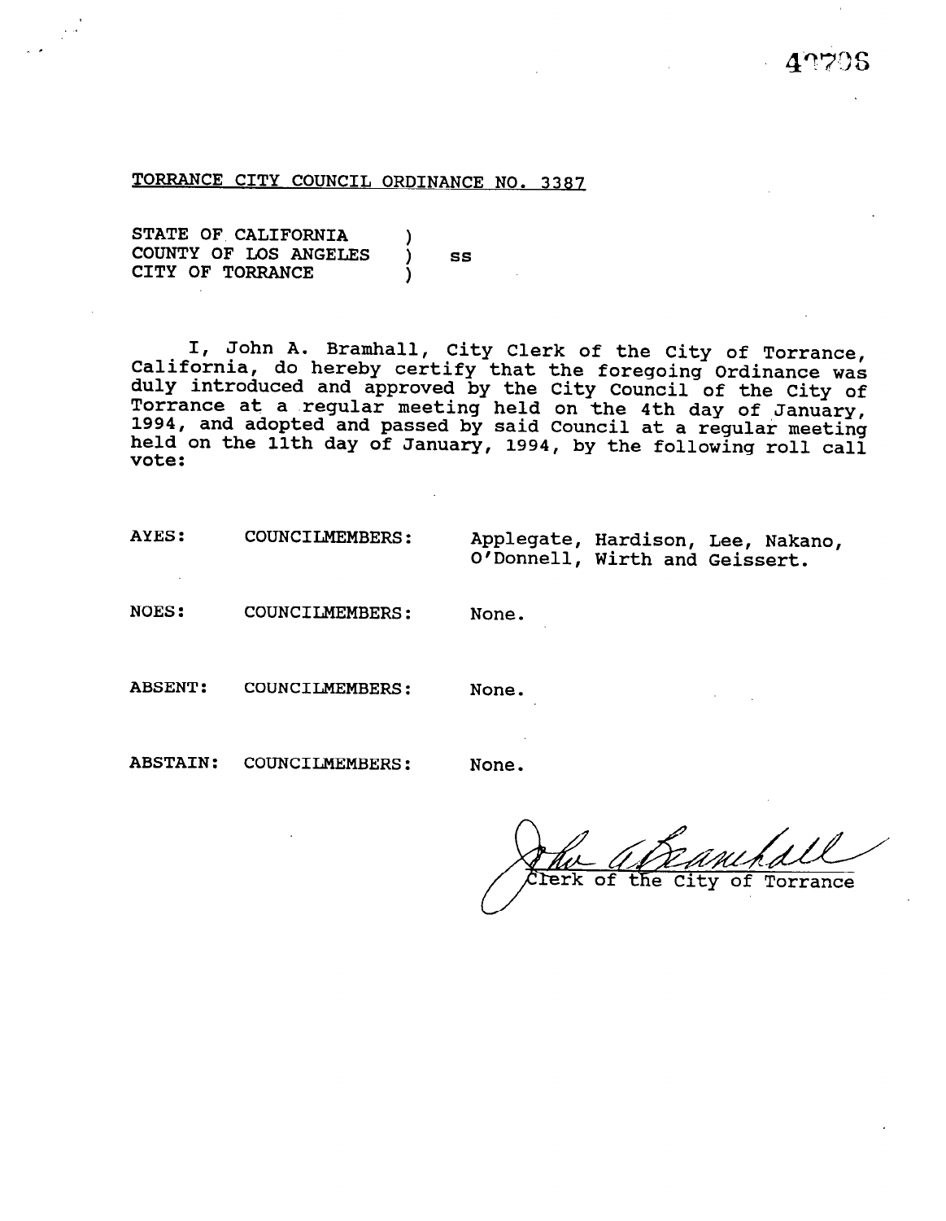TORRANCE CITY COUNCIL ORDINANCE NO. 3387

STATE OF CALIFORNIA )
COUNTY OF LOS ANGELES ) ss
CITY OF TORRANCE )

I, John A. Bramhall, City Clerk of the City of Torrance, California, do hereby certify that the foregoing Ordinance was duly introduced and approved by the City Council of the City of Torrance at a regular meeting held on the 4th day of January, 1994, and adopted and passed by said Council at a regular meeting held on the 11th day of January, 1994, by the following roll call vote:

| | | |
|---|---|---|
| AYES: | COUNCILMEMBERS: | Applegate, Hardison, Lee, Nakano, O'Donnell, Wirth and Geissert. |
| NOES: | COUNCILMEMBERS: | None. |
| ABSENT: | COUNCILMEMBERS: | None. |
| ABSTAIN: | COUNCILMEMBERS: | None. |

John A. Bramhall
Clerk of the City of Torrance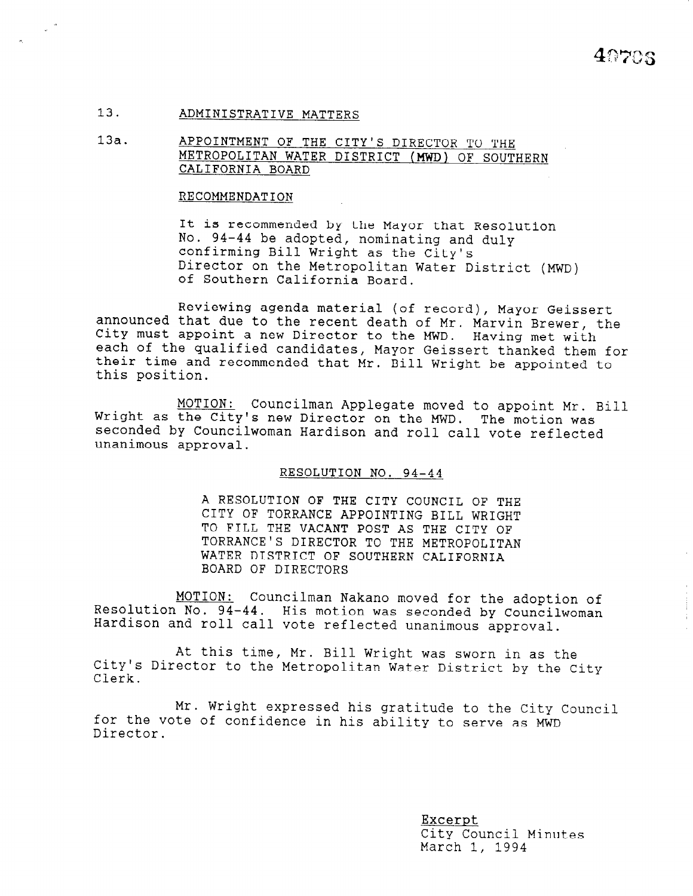## 13. ADMINISTRATIVE MATTERS

### 13a. APPOINTMENT OF THE CITY'S DIRECTOR TO THE METROPOLITAN WATER DISTRICT (MWD) OF SOUTHERN CALIFORNIA BOARD

RECOMMENDATION

It is recommended by the Mayor that Resolution No. 94-44 be adopted, nominating and duly confirming Bill Wright as the City's Director on the Metropolitan Water District (MWD) of Southern California Board.

Reviewing agenda material (of record), Mayor Geissert announced that due to the recent death of Mr. Marvin Brewer, the City must appoint a new Director to the MWD. Having met with each of the qualified candidates, Mayor Geissert thanked them for their time and recommended that Mr. Bill Wright be appointed to this position.

MOTION: Councilman Applegate moved to appoint Mr. Bill Wright as the City's new Director on the MWD. The motion was seconded by Councilwoman Hardison and roll call vote reflected unanimous approval.

RESOLUTION NO. 94-44

A RESOLUTION OF THE CITY COUNCIL OF THE CITY OF TORRANCE APPOINTING BILL WRIGHT TO FILL THE VACANT POST AS THE CITY OF TORRANCE'S DIRECTOR TO THE METROPOLITAN WATER DISTRICT OF SOUTHERN CALIFORNIA BOARD OF DIRECTORS

MOTION: Councilman Nakano moved for the adoption of Resolution No. 94-44. His motion was seconded by Councilwoman Hardison and roll call vote reflected unanimous approval.

At this time, Mr. Bill Wright was sworn in as the City's Director to the Metropolitan Water District by the City Clerk.

Mr. Wright expressed his gratitude to the City Council for the vote of confidence in his ability to serve as MWD Director.

Excerpt
City Council Minutes
March 1, 1994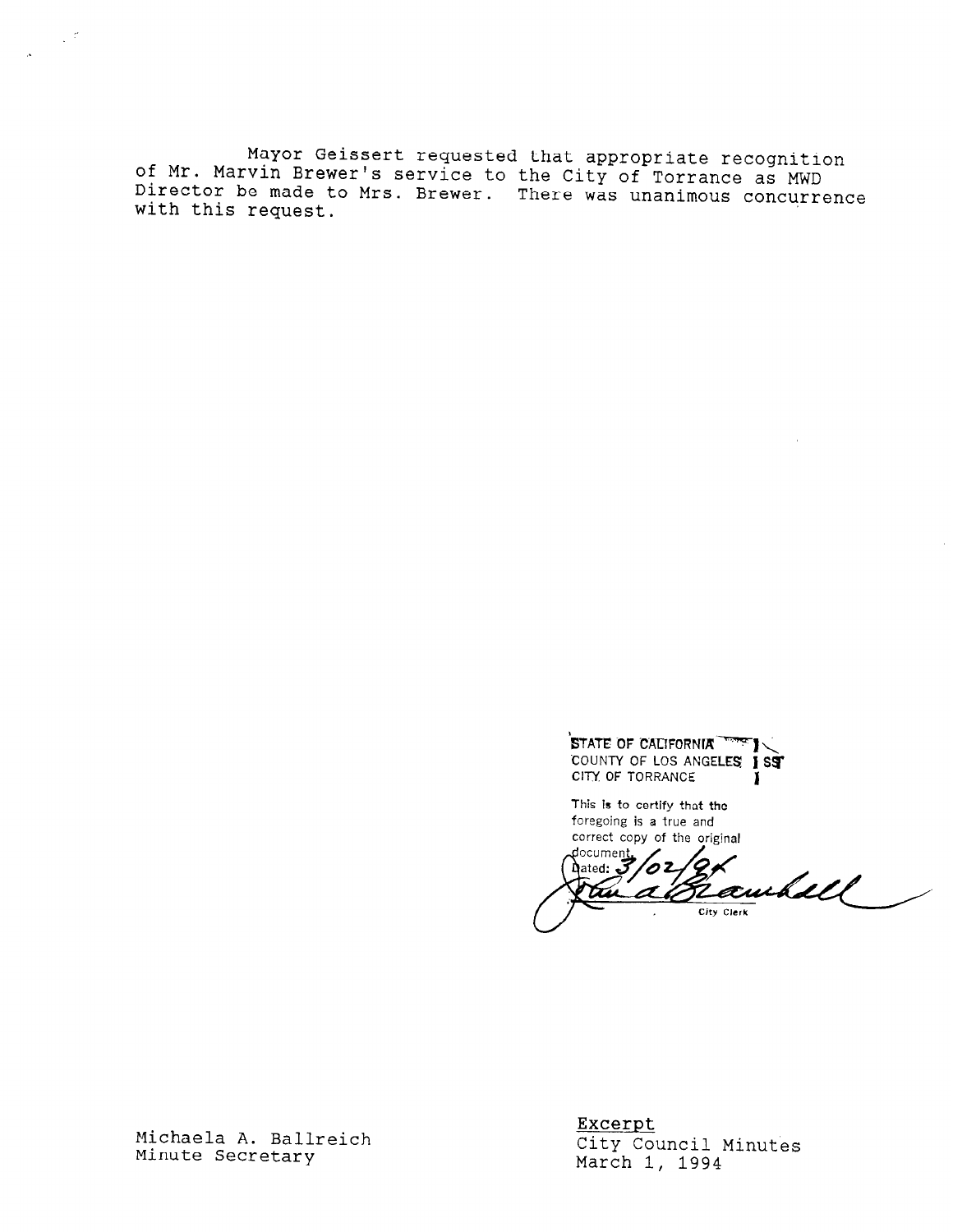Mayor Geissert requested that appropriate recognition of Mr. Marvin Brewer's service to the City of Torrance as MWD Director be made to Mrs. Brewer. There was unanimous concurrence with this request.

STATE OF CALIFORNIA )
COUNTY OF LOS ANGELES ) SS
CITY OF TORRANCE )

This is to certify that the foregoing is a true and correct copy of the original document.
Dated: 3/02/94

City Clerk

Michaela A. Ballreich
Minute Secretary

Excerpt
City Council Minutes
March 1, 1994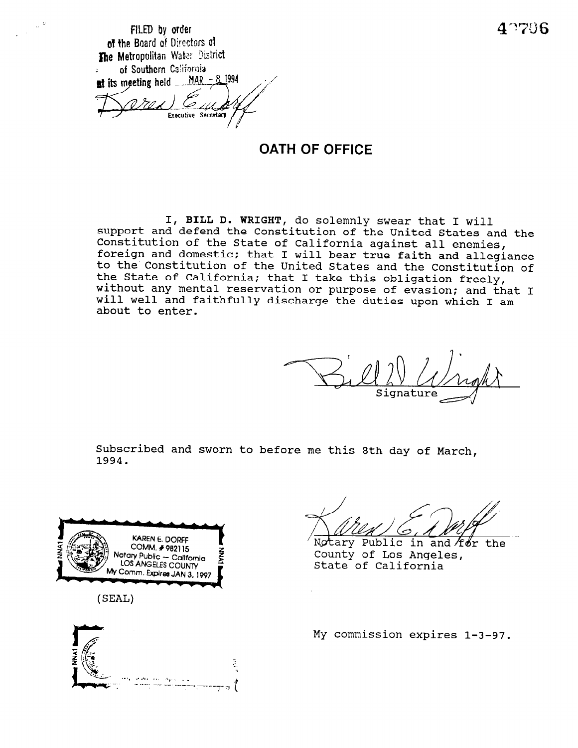FILED by order of the Board of Directors of The Metropolitan Water District of Southern California at its meeting held MAR - 8 1994

Karen E. Dorff
Executive Secretary

# OATH OF OFFICE

I, **BILL D. WRIGHT**, do solemnly swear that I will support and defend the Constitution of the United States and the Constitution of the State of California against all enemies, foreign and domestic; that I will bear true faith and allegiance to the Constitution of the United States and the Constitution of the State of California; that I take this obligation freely, without any mental reservation or purpose of evasion; and that I will well and faithfully discharge the duties upon which I am about to enter.

Bill D. Wright
Signature

Subscribed and sworn to before me this 8th day of March, 1994.

KAREN E. DORFF
COMM. # 982115
Notary Public — California
LOS ANGELES COUNTY
My Comm. Expires JAN 3, 1997

(SEAL)

Karen E. Dorff
Notary Public in and for the County of Los Angeles, State of California

My commission expires 1-3-97.